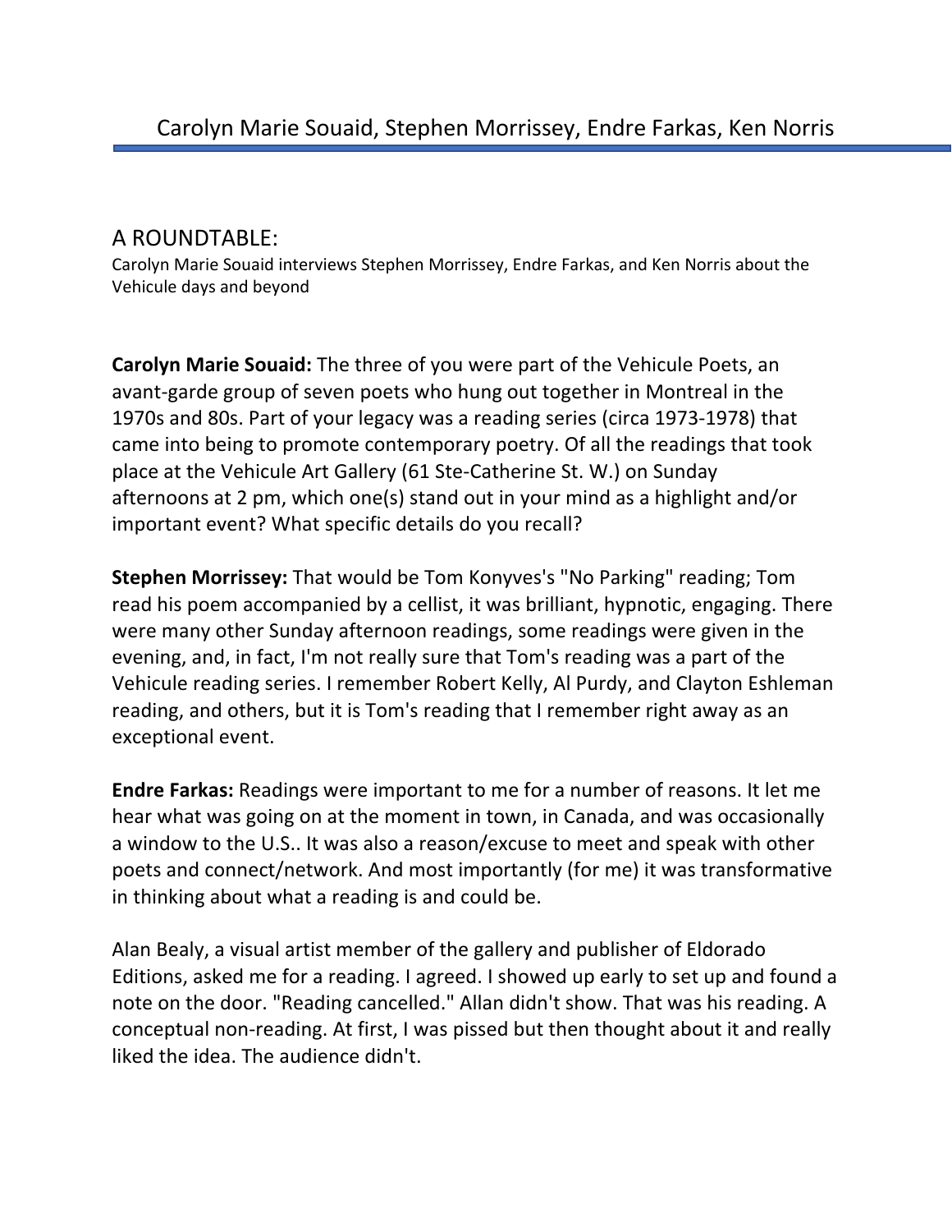# Carolyn Marie Souaid, Stephen Morrissey, Endre Farkas, Ken Norris

## A ROUNDTABLE:

Carolyn Marie Souaid interviews Stephen Morrissey, Endre Farkas, and Ken Norris about the Vehicule days and beyond

**Carolyn Marie Souaid:** The three of you were part of the Vehicule Poets, an avant-garde group of seven poets who hung out together in Montreal in the 1970s and 80s. Part of your legacy was a reading series (circa 1973-1978) that came into being to promote contemporary poetry. Of all the readings that took place at the Vehicule Art Gallery (61 Ste-Catherine St. W.) on Sunday afternoons at 2 pm, which one(s) stand out in your mind as a highlight and/or important event? What specific details do you recall?

**Stephen Morrissey:** That would be Tom Konyves's "No Parking" reading; Tom read his poem accompanied by a cellist, it was brilliant, hypnotic, engaging. There were many other Sunday afternoon readings, some readings were given in the evening, and, in fact, I'm not really sure that Tom's reading was a part of the Vehicule reading series. I remember Robert Kelly, Al Purdy, and Clayton Eshleman reading, and others, but it is Tom's reading that I remember right away as an exceptional event.

**Endre Farkas:** Readings were important to me for a number of reasons. It let me hear what was going on at the moment in town, in Canada, and was occasionally a window to the U.S.. It was also a reason/excuse to meet and speak with other poets and connect/network. And most importantly (for me) it was transformative in thinking about what a reading is and could be.

Alan Bealy, a visual artist member of the gallery and publisher of Eldorado Editions, asked me for a reading. I agreed. I showed up early to set up and found a note on the door. "Reading cancelled." Allan didn't show. That was his reading. A conceptual non-reading. At first, I was pissed but then thought about it and really liked the idea. The audience didn't.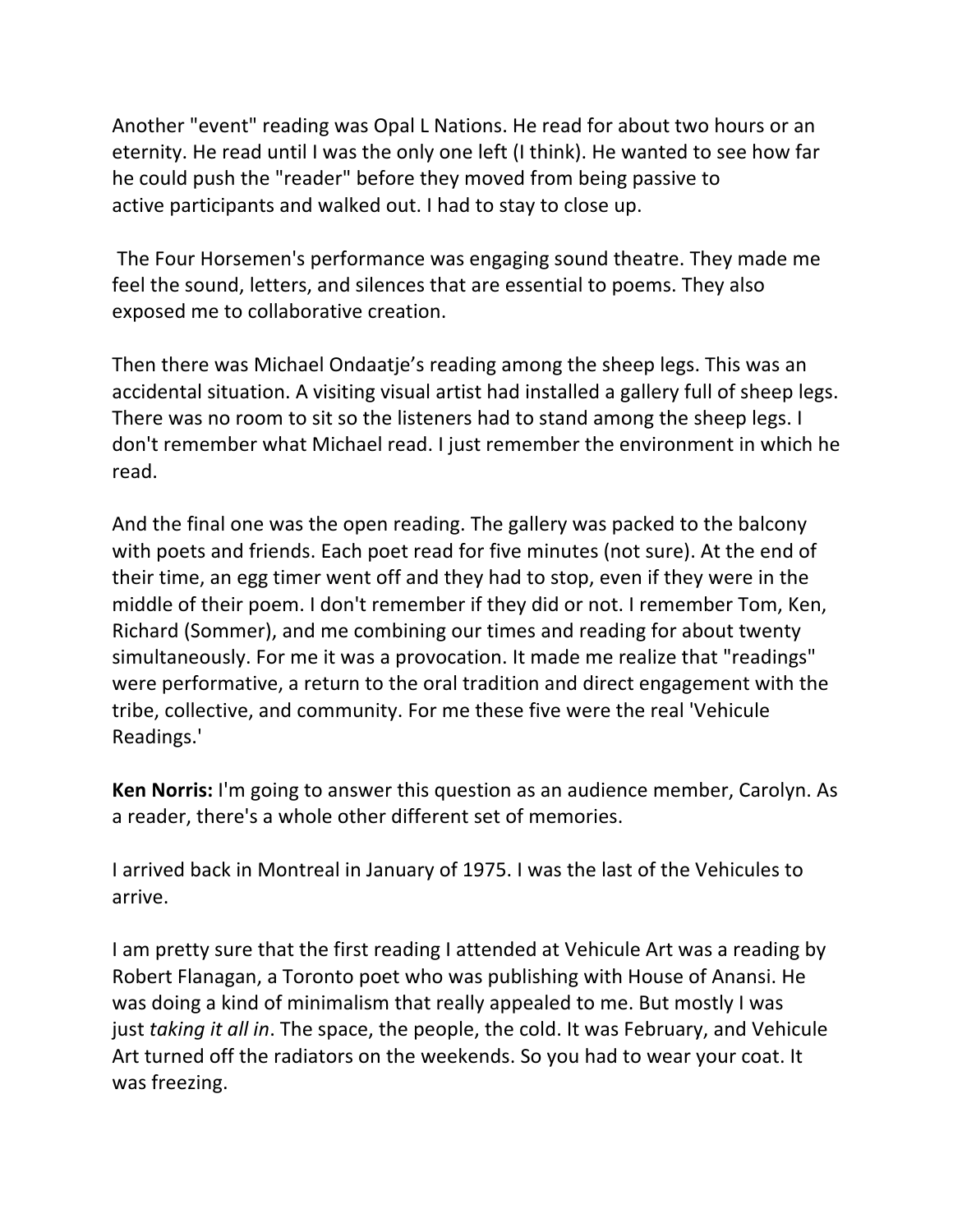Another "event" reading was Opal L Nations. He read for about two hours or an eternity. He read until I was the only one left (I think). He wanted to see how far he could push the "reader" before they moved from being passive to active participants and walked out. I had to stay to close up.

The Four Horsemen's performance was engaging sound theatre. They made me feel the sound, letters, and silences that are essential to poems. They also exposed me to collaborative creation.

Then there was Michael Ondaatje's reading among the sheep legs. This was an accidental situation. A visiting visual artist had installed a gallery full of sheep legs. There was no room to sit so the listeners had to stand among the sheep legs. I don't remember what Michael read. I just remember the environment in which he read.

And the final one was the open reading. The gallery was packed to the balcony with poets and friends. Each poet read for five minutes (not sure). At the end of their time, an egg timer went off and they had to stop, even if they were in the middle of their poem. I don't remember if they did or not. I remember Tom, Ken, Richard (Sommer), and me combining our times and reading for about twenty simultaneously. For me it was a provocation. It made me realize that "readings" were performative, a return to the oral tradition and direct engagement with the tribe, collective, and community. For me these five were the real 'Vehicule Readings.'

**Ken Norris:** I'm going to answer this question as an audience member, Carolyn. As a reader, there's a whole other different set of memories.

I arrived back in Montreal in January of 1975. I was the last of the Vehicules to arrive.

I am pretty sure that the first reading I attended at Vehicule Art was a reading by Robert Flanagan, a Toronto poet who was publishing with House of Anansi. He was doing a kind of minimalism that really appealed to me. But mostly I was just *taking it all in*. The space, the people, the cold. It was February, and Vehicule Art turned off the radiators on the weekends. So you had to wear your coat. It was freezing.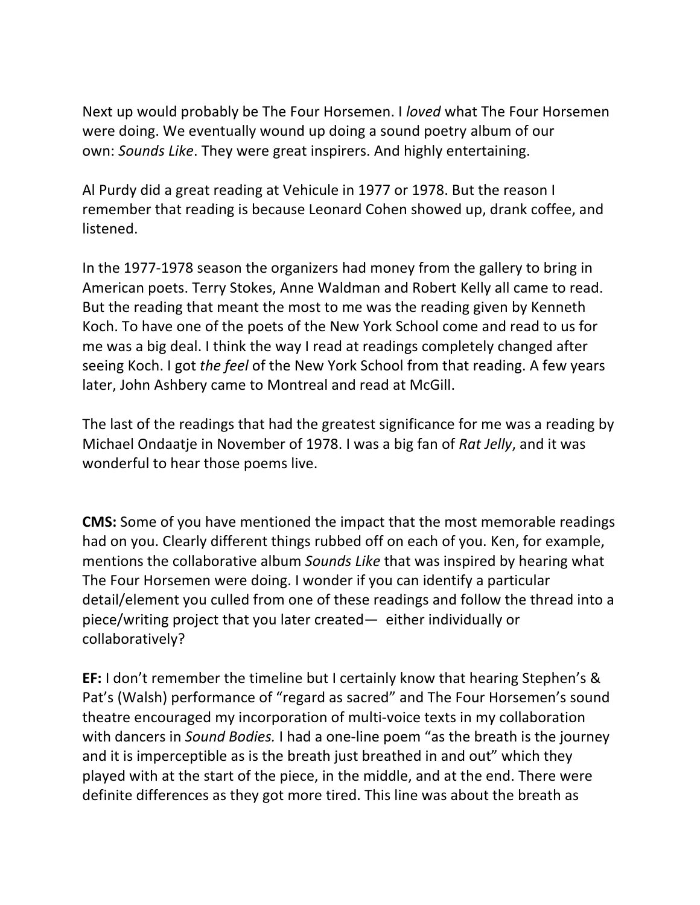Next up would probably be The Four Horsemen. I *loved* what The Four Horsemen were doing. We eventually wound up doing a sound poetry album of our own: *Sounds Like*. They were great inspirers. And highly entertaining.

Al Purdy did a great reading at Vehicule in 1977 or 1978. But the reason I remember that reading is because Leonard Cohen showed up, drank coffee, and listened.

In the 1977-1978 season the organizers had money from the gallery to bring in American poets. Terry Stokes, Anne Waldman and Robert Kelly all came to read. But the reading that meant the most to me was the reading given by Kenneth Koch. To have one of the poets of the New York School come and read to us for me was a big deal. I think the way I read at readings completely changed after seeing Koch. I got *the feel* of the New York School from that reading. A few years later, John Ashbery came to Montreal and read at McGill.

The last of the readings that had the greatest significance for me was a reading by Michael Ondaatje in November of 1978. I was a big fan of *Rat Jelly*, and it was wonderful to hear those poems live.

**CMS:** Some of you have mentioned the impact that the most memorable readings had on you. Clearly different things rubbed off on each of you. Ken, for example, mentions the collaborative album *Sounds Like* that was inspired by hearing what The Four Horsemen were doing. I wonder if you can identify a particular detail/element you culled from one of these readings and follow the thread into a piece/writing project that you later created— either individually or collaboratively?

**EF:** I don't remember the timeline but I certainly know that hearing Stephen's & Pat's (Walsh) performance of "regard as sacred" and The Four Horsemen's sound theatre encouraged my incorporation of multi-voice texts in my collaboration with dancers in *Sound Bodies.* I had a one-line poem "as the breath is the journey and it is imperceptible as is the breath just breathed in and out" which they played with at the start of the piece, in the middle, and at the end. There were definite differences as they got more tired. This line was about the breath as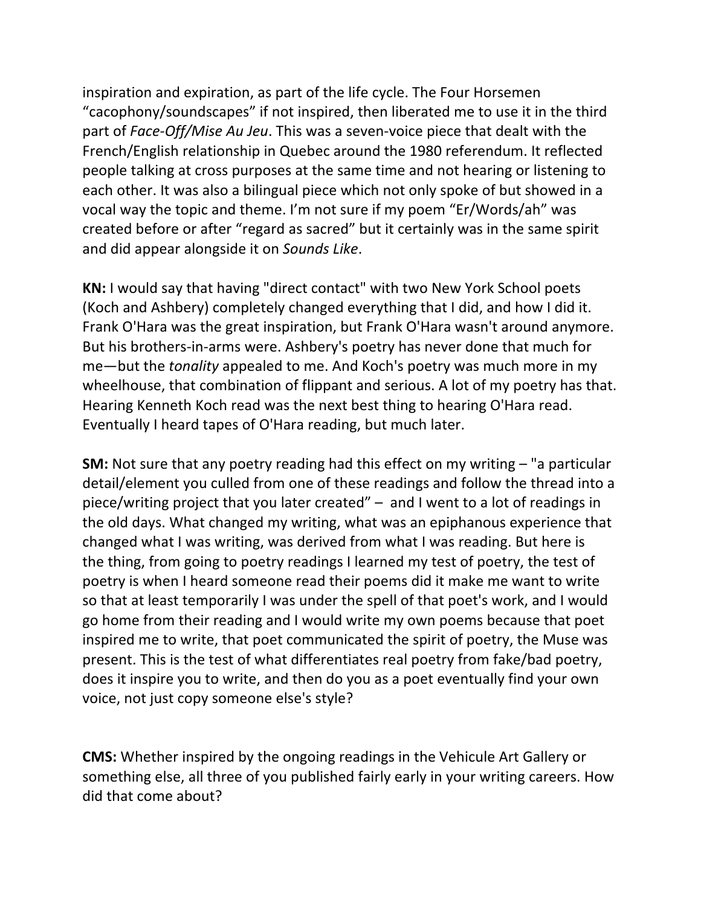inspiration and expiration, as part of the life cycle. The Four Horsemen "cacophony/soundscapes" if not inspired, then liberated me to use it in the third part of *Face-Off/Mise Au Jeu*. This was a seven-voice piece that dealt with the French/English relationship in Quebec around the 1980 referendum. It reflected people talking at cross purposes at the same time and not hearing or listening to each other. It was also a bilingual piece which not only spoke of but showed in a vocal way the topic and theme. I'm not sure if my poem "Er/Words/ah" was created before or after "regard as sacred" but it certainly was in the same spirit and did appear alongside it on *Sounds Like*.

**KN:** I would say that having "direct contact" with two New York School poets (Koch and Ashbery) completely changed everything that I did, and how I did it. Frank O'Hara was the great inspiration, but Frank O'Hara wasn't around anymore. But his brothers-in-arms were. Ashbery's poetry has never done that much for me—but the *tonality* appealed to me. And Koch's poetry was much more in my wheelhouse, that combination of flippant and serious. A lot of my poetry has that. Hearing Kenneth Koch read was the next best thing to hearing O'Hara read. Eventually I heard tapes of O'Hara reading, but much later.

**SM:** Not sure that any poetry reading had this effect on my writing – "a particular detail/element you culled from one of these readings and follow the thread into a piece/writing project that you later created" – and I went to a lot of readings in the old days. What changed my writing, what was an epiphanous experience that changed what I was writing, was derived from what I was reading. But here is the thing, from going to poetry readings I learned my test of poetry, the test of poetry is when I heard someone read their poems did it make me want to write so that at least temporarily I was under the spell of that poet's work, and I would go home from their reading and I would write my own poems because that poet inspired me to write, that poet communicated the spirit of poetry, the Muse was present. This is the test of what differentiates real poetry from fake/bad poetry, does it inspire you to write, and then do you as a poet eventually find your own voice, not just copy someone else's style?

**CMS:** Whether inspired by the ongoing readings in the Vehicule Art Gallery or something else, all three of you published fairly early in your writing careers. How did that come about?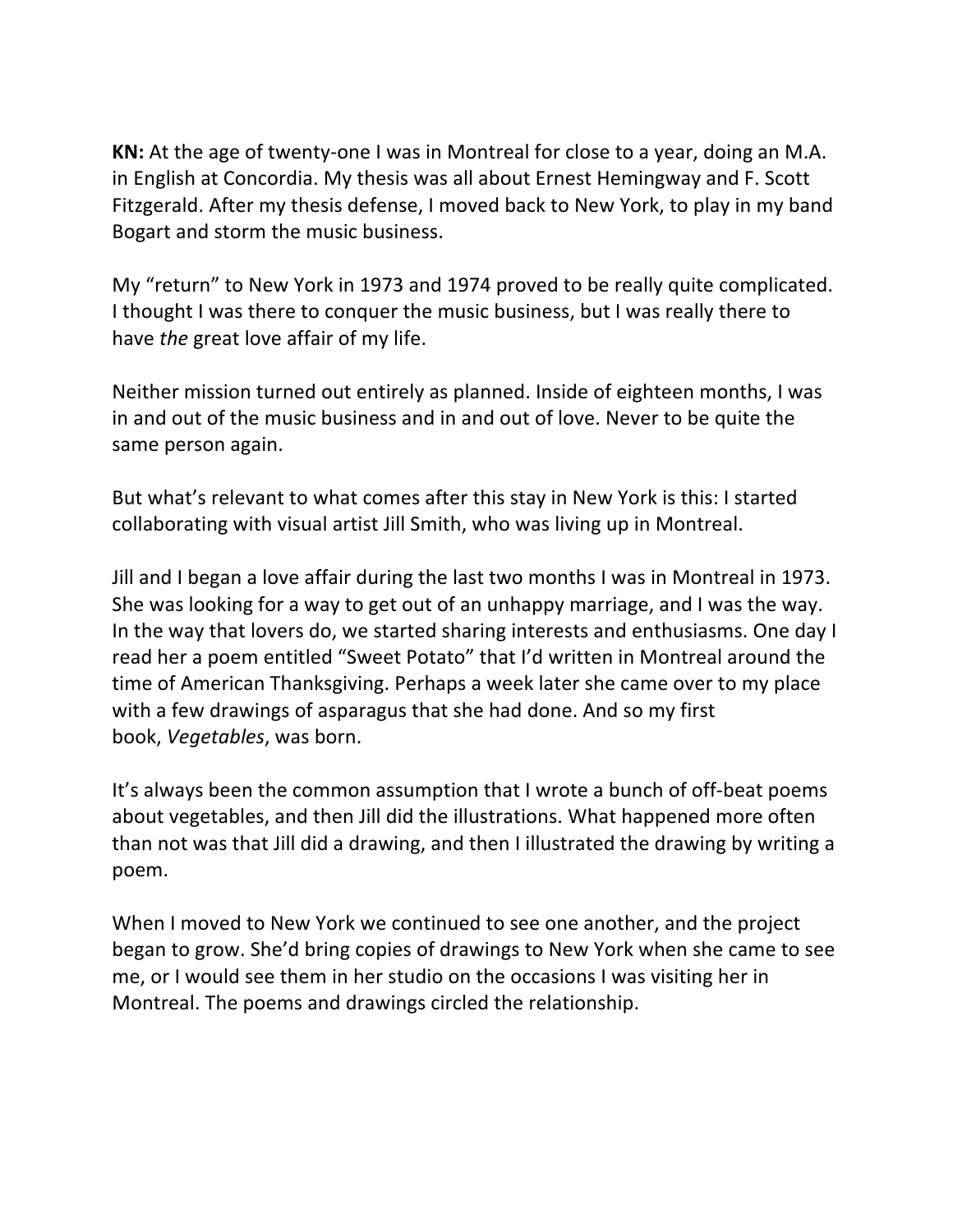**KN:** At the age of twenty-one I was in Montreal for close to a year, doing an M.A. in English at Concordia. My thesis was all about Ernest Hemingway and F. Scott Fitzgerald. After my thesis defense, I moved back to New York, to play in my band Bogart and storm the music business.

My "return" to New York in 1973 and 1974 proved to be really quite complicated. I thought I was there to conquer the music business, but I was really there to have *the* great love affair of my life.

Neither mission turned out entirely as planned. Inside of eighteen months, I was in and out of the music business and in and out of love. Never to be quite the same person again.

But what's relevant to what comes after this stay in New York is this: I started collaborating with visual artist Jill Smith, who was living up in Montreal.

Jill and I began a love affair during the last two months I was in Montreal in 1973. She was looking for a way to get out of an unhappy marriage, and I was the way. In the way that lovers do, we started sharing interests and enthusiasms. One day I read her a poem entitled "Sweet Potato" that I'd written in Montreal around the time of American Thanksgiving. Perhaps a week later she came over to my place with a few drawings of asparagus that she had done. And so my first book, *Vegetables*, was born.

It's always been the common assumption that I wrote a bunch of off-beat poems about vegetables, and then Jill did the illustrations. What happened more often than not was that Jill did a drawing, and then I illustrated the drawing by writing a poem.

When I moved to New York we continued to see one another, and the project began to grow. She'd bring copies of drawings to New York when she came to see me, or I would see them in her studio on the occasions I was visiting her in Montreal. The poems and drawings circled the relationship.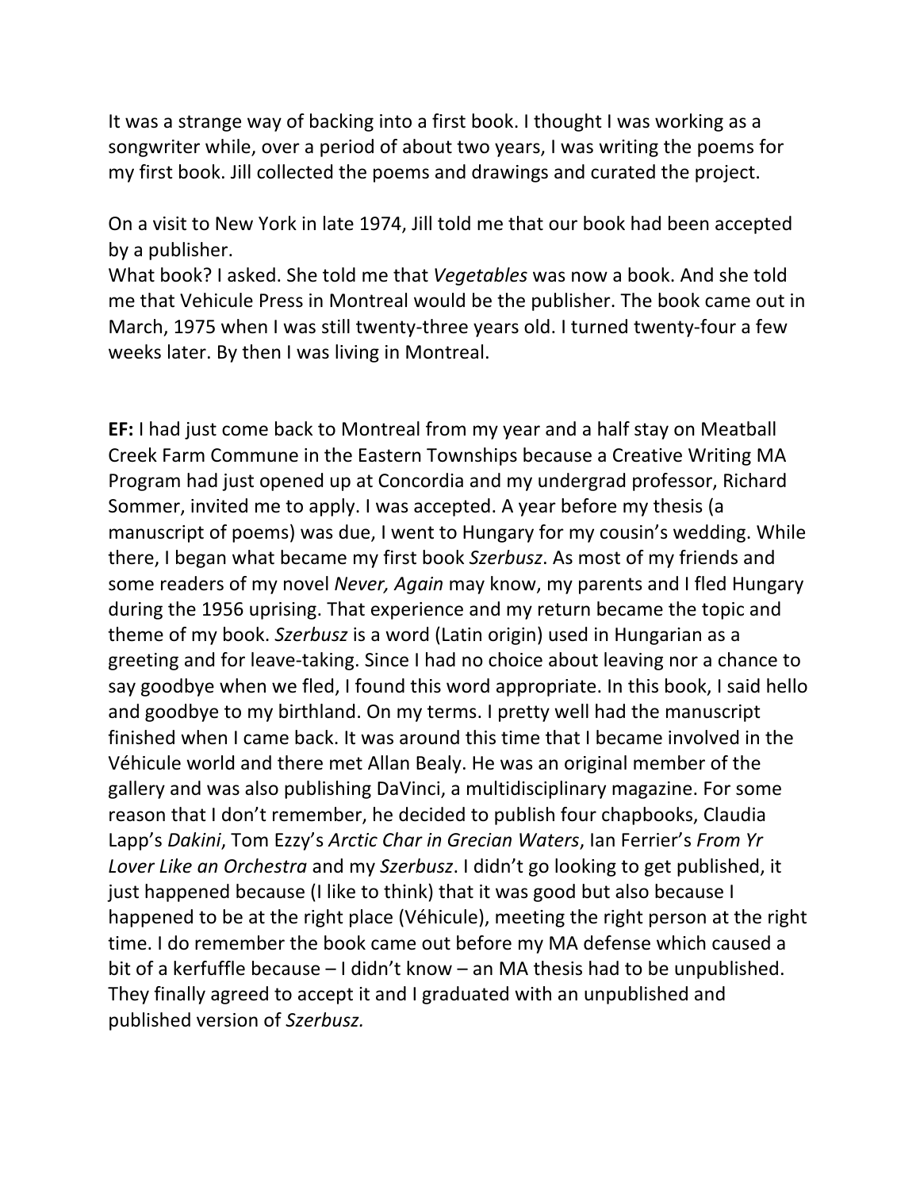It was a strange way of backing into a first book. I thought I was working as a songwriter while, over a period of about two years, I was writing the poems for my first book. Jill collected the poems and drawings and curated the project.

On a visit to New York in late 1974, Jill told me that our book had been accepted by a publisher.
What book? I asked. She told me that *Vegetables* was now a book. And she told me that Vehicule Press in Montreal would be the publisher. The book came out in March, 1975 when I was still twenty-three years old. I turned twenty-four a few weeks later. By then I was living in Montreal.

**EF:** I had just come back to Montreal from my year and a half stay on Meatball Creek Farm Commune in the Eastern Townships because a Creative Writing MA Program had just opened up at Concordia and my undergrad professor, Richard Sommer, invited me to apply. I was accepted. A year before my thesis (a manuscript of poems) was due, I went to Hungary for my cousin's wedding. While there, I began what became my first book *Szerbusz*. As most of my friends and some readers of my novel *Never, Again* may know, my parents and I fled Hungary during the 1956 uprising. That experience and my return became the topic and theme of my book. *Szerbusz* is a word (Latin origin) used in Hungarian as a greeting and for leave-taking. Since I had no choice about leaving nor a chance to say goodbye when we fled, I found this word appropriate. In this book, I said hello and goodbye to my birthland. On my terms. I pretty well had the manuscript finished when I came back. It was around this time that I became involved in the Véhicule world and there met Allan Bealy. He was an original member of the gallery and was also publishing DaVinci, a multidisciplinary magazine. For some reason that I don't remember, he decided to publish four chapbooks, Claudia Lapp's *Dakini*, Tom Ezzy's *Arctic Char in Grecian Waters*, Ian Ferrier's *From Yr Lover Like an Orchestra* and my *Szerbusz*. I didn't go looking to get published, it just happened because (I like to think) that it was good but also because I happened to be at the right place (Véhicule), meeting the right person at the right time. I do remember the book came out before my MA defense which caused a bit of a kerfuffle because – I didn't know – an MA thesis had to be unpublished. They finally agreed to accept it and I graduated with an unpublished and published version of *Szerbusz.*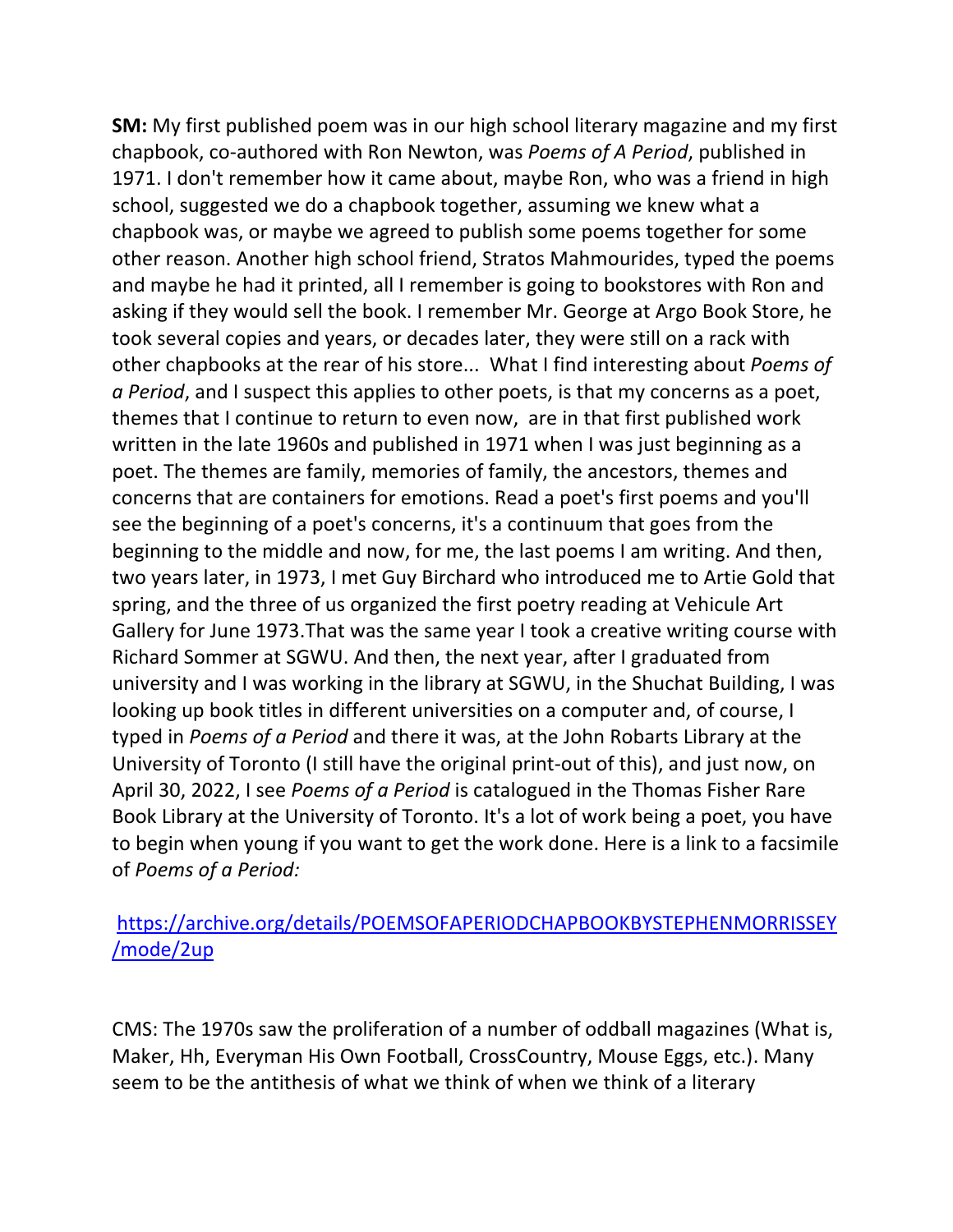**SM:** My first published poem was in our high school literary magazine and my first chapbook, co-authored with Ron Newton, was *Poems of A Period*, published in 1971. I don't remember how it came about, maybe Ron, who was a friend in high school, suggested we do a chapbook together, assuming we knew what a chapbook was, or maybe we agreed to publish some poems together for some other reason. Another high school friend, Stratos Mahmourides, typed the poems and maybe he had it printed, all I remember is going to bookstores with Ron and asking if they would sell the book. I remember Mr. George at Argo Book Store, he took several copies and years, or decades later, they were still on a rack with other chapbooks at the rear of his store... What I find interesting about *Poems of a Period*, and I suspect this applies to other poets, is that my concerns as a poet, themes that I continue to return to even now, are in that first published work written in the late 1960s and published in 1971 when I was just beginning as a poet. The themes are family, memories of family, the ancestors, themes and concerns that are containers for emotions. Read a poet's first poems and you'll see the beginning of a poet's concerns, it's a continuum that goes from the beginning to the middle and now, for me, the last poems I am writing. And then, two years later, in 1973, I met Guy Birchard who introduced me to Artie Gold that spring, and the three of us organized the first poetry reading at Vehicule Art Gallery for June 1973.That was the same year I took a creative writing course with Richard Sommer at SGWU. And then, the next year, after I graduated from university and I was working in the library at SGWU, in the Shuchat Building, I was looking up book titles in different universities on a computer and, of course, I typed in *Poems of a Period* and there it was, at the John Robarts Library at the University of Toronto (I still have the original print-out of this), and just now, on April 30, 2022, I see *Poems of a Period* is catalogued in the Thomas Fisher Rare Book Library at the University of Toronto. It's a lot of work being a poet, you have to begin when young if you want to get the work done. Here is a link to a facsimile of *Poems of a Period:*

[https://archive.org/details/POEMSOFAPERIODCHAPBOOKBYSTEPHENMORRISSEY/mode/2up](https://archive.org/details/POEMSOFAPERIODCHAPBOOKBYSTEPHENMORRISSEY/mode/2up)

CMS: The 1970s saw the proliferation of a number of oddball magazines (What is, Maker, Hh, Everyman His Own Football, CrossCountry, Mouse Eggs, etc.). Many seem to be the antithesis of what we think of when we think of a literary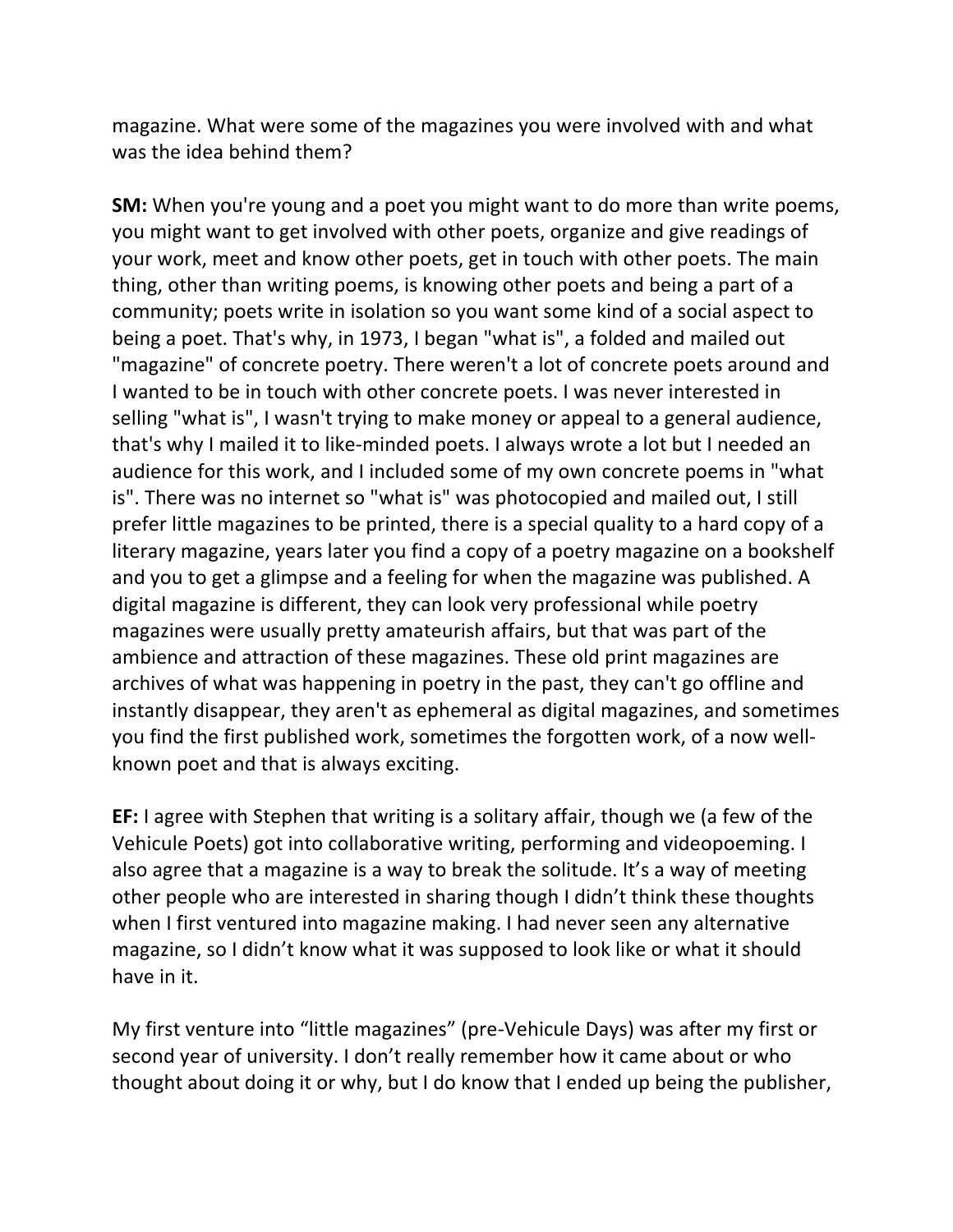magazine. What were some of the magazines you were involved with and what was the idea behind them?

**SM:** When you're young and a poet you might want to do more than write poems, you might want to get involved with other poets, organize and give readings of your work, meet and know other poets, get in touch with other poets. The main thing, other than writing poems, is knowing other poets and being a part of a community; poets write in isolation so you want some kind of a social aspect to being a poet. That's why, in 1973, I began "what is", a folded and mailed out "magazine" of concrete poetry. There weren't a lot of concrete poets around and I wanted to be in touch with other concrete poets. I was never interested in selling "what is", I wasn't trying to make money or appeal to a general audience, that's why I mailed it to like-minded poets. I always wrote a lot but I needed an audience for this work, and I included some of my own concrete poems in "what is". There was no internet so "what is" was photocopied and mailed out, I still prefer little magazines to be printed, there is a special quality to a hard copy of a literary magazine, years later you find a copy of a poetry magazine on a bookshelf and you to get a glimpse and a feeling for when the magazine was published. A digital magazine is different, they can look very professional while poetry magazines were usually pretty amateurish affairs, but that was part of the ambience and attraction of these magazines. These old print magazines are archives of what was happening in poetry in the past, they can't go offline and instantly disappear, they aren't as ephemeral as digital magazines, and sometimes you find the first published work, sometimes the forgotten work, of a now well-known poet and that is always exciting.

**EF:** I agree with Stephen that writing is a solitary affair, though we (a few of the Vehicule Poets) got into collaborative writing, performing and videopoeming. I also agree that a magazine is a way to break the solitude. It's a way of meeting other people who are interested in sharing though I didn't think these thoughts when I first ventured into magazine making. I had never seen any alternative magazine, so I didn't know what it was supposed to look like or what it should have in it.

My first venture into "little magazines" (pre-Vehicule Days) was after my first or second year of university. I don't really remember how it came about or who thought about doing it or why, but I do know that I ended up being the publisher,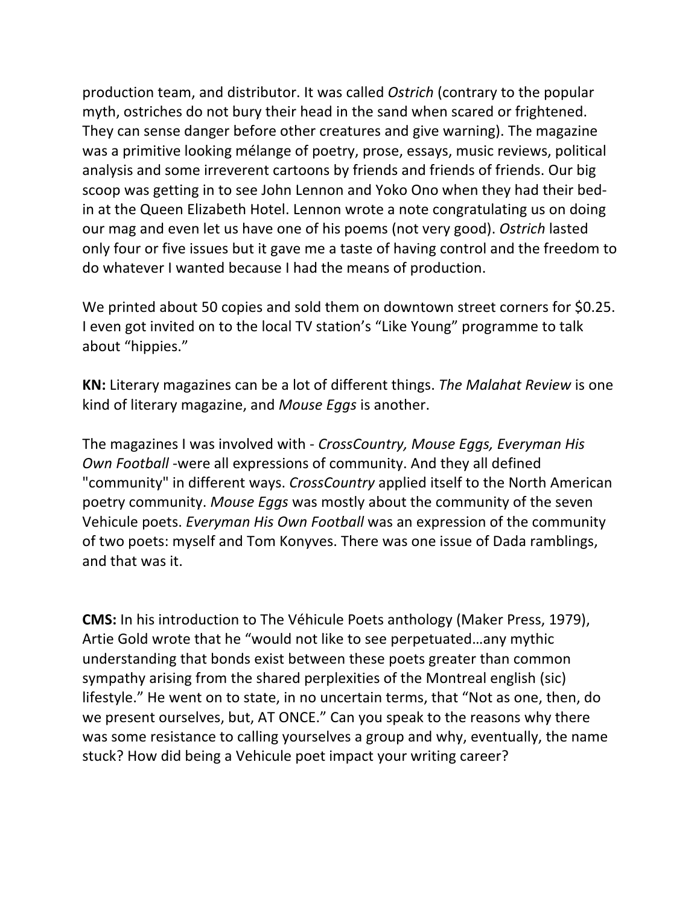production team, and distributor. It was called *Ostrich* (contrary to the popular myth, ostriches do not bury their head in the sand when scared or frightened. They can sense danger before other creatures and give warning). The magazine was a primitive looking mélange of poetry, prose, essays, music reviews, political analysis and some irreverent cartoons by friends and friends of friends. Our big scoop was getting in to see John Lennon and Yoko Ono when they had their bed-in at the Queen Elizabeth Hotel. Lennon wrote a note congratulating us on doing our mag and even let us have one of his poems (not very good). *Ostrich* lasted only four or five issues but it gave me a taste of having control and the freedom to do whatever I wanted because I had the means of production.

We printed about 50 copies and sold them on downtown street corners for $0.25. I even got invited on to the local TV station's "Like Young" programme to talk about "hippies."

**KN:** Literary magazines can be a lot of different things. *The Malahat Review* is one kind of literary magazine, and *Mouse Eggs* is another.

The magazines I was involved with - *CrossCountry, Mouse Eggs, Everyman His Own Football* -were all expressions of community. And they all defined "community" in different ways. *CrossCountry* applied itself to the North American poetry community. *Mouse Eggs* was mostly about the community of the seven Vehicule poets. *Everyman His Own Football* was an expression of the community of two poets: myself and Tom Konyves. There was one issue of Dada ramblings, and that was it.

**CMS:** In his introduction to The Véhicule Poets anthology (Maker Press, 1979), Artie Gold wrote that he "would not like to see perpetuated…any mythic understanding that bonds exist between these poets greater than common sympathy arising from the shared perplexities of the Montreal english (sic) lifestyle." He went on to state, in no uncertain terms, that "Not as one, then, do we present ourselves, but, AT ONCE." Can you speak to the reasons why there was some resistance to calling yourselves a group and why, eventually, the name stuck? How did being a Vehicule poet impact your writing career?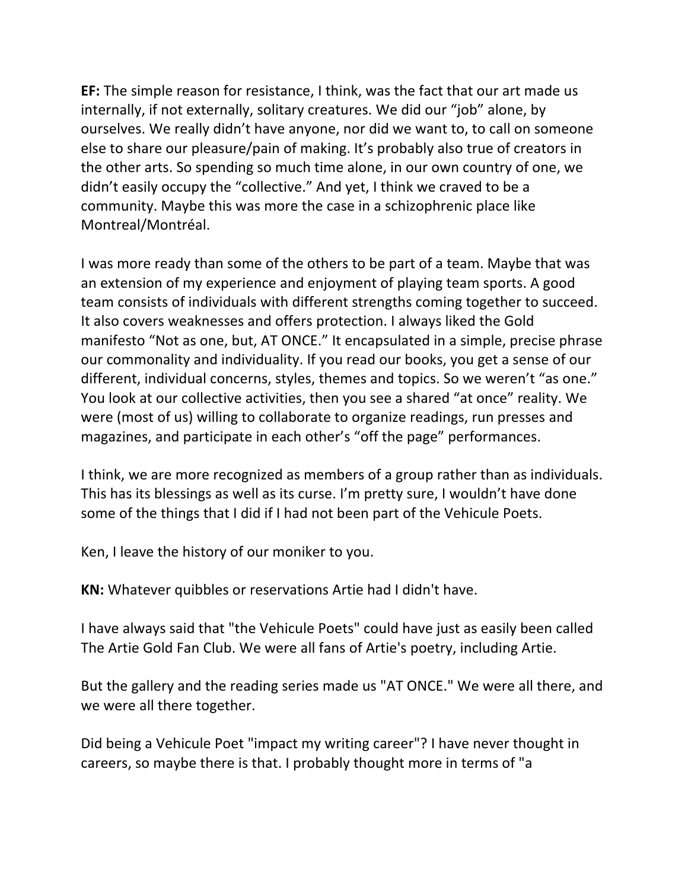**EF:** The simple reason for resistance, I think, was the fact that our art made us internally, if not externally, solitary creatures. We did our "job" alone, by ourselves. We really didn't have anyone, nor did we want to, to call on someone else to share our pleasure/pain of making. It's probably also true of creators in the other arts. So spending so much time alone, in our own country of one, we didn't easily occupy the "collective." And yet, I think we craved to be a community. Maybe this was more the case in a schizophrenic place like Montreal/Montréal.

I was more ready than some of the others to be part of a team. Maybe that was an extension of my experience and enjoyment of playing team sports. A good team consists of individuals with different strengths coming together to succeed. It also covers weaknesses and offers protection. I always liked the Gold manifesto "Not as one, but, AT ONCE." It encapsulated in a simple, precise phrase our commonality and individuality. If you read our books, you get a sense of our different, individual concerns, styles, themes and topics. So we weren't "as one." You look at our collective activities, then you see a shared "at once" reality. We were (most of us) willing to collaborate to organize readings, run presses and magazines, and participate in each other's "off the page" performances.

I think, we are more recognized as members of a group rather than as individuals. This has its blessings as well as its curse. I'm pretty sure, I wouldn't have done some of the things that I did if I had not been part of the Vehicule Poets.

Ken, I leave the history of our moniker to you.

**KN:** Whatever quibbles or reservations Artie had I didn't have.

I have always said that "the Vehicule Poets" could have just as easily been called The Artie Gold Fan Club. We were all fans of Artie's poetry, including Artie.

But the gallery and the reading series made us "AT ONCE." We were all there, and we were all there together.

Did being a Vehicule Poet "impact my writing career"? I have never thought in careers, so maybe there is that. I probably thought more in terms of "a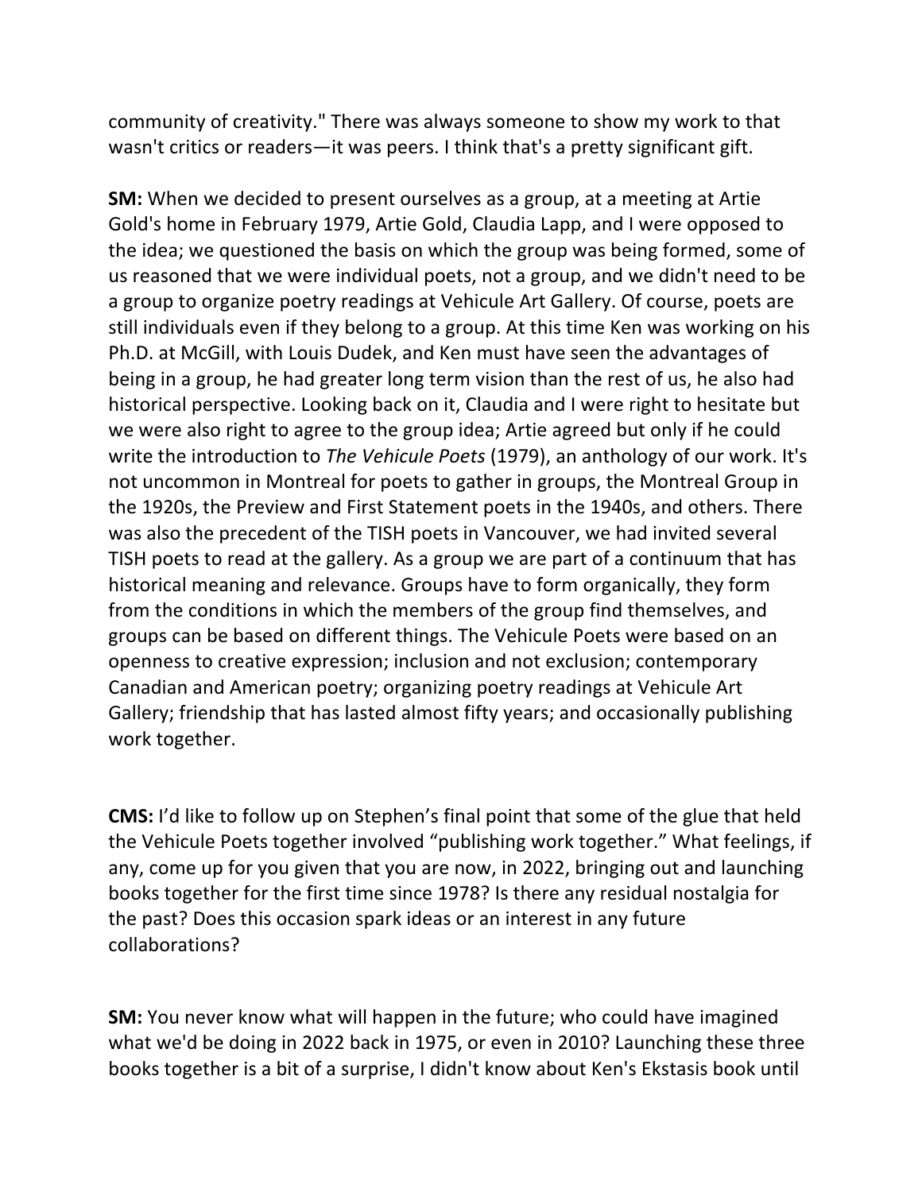community of creativity." There was always someone to show my work to that wasn't critics or readers—it was peers. I think that's a pretty significant gift.

**SM:** When we decided to present ourselves as a group, at a meeting at Artie Gold's home in February 1979, Artie Gold, Claudia Lapp, and I were opposed to the idea; we questioned the basis on which the group was being formed, some of us reasoned that we were individual poets, not a group, and we didn't need to be a group to organize poetry readings at Vehicule Art Gallery. Of course, poets are still individuals even if they belong to a group. At this time Ken was working on his Ph.D. at McGill, with Louis Dudek, and Ken must have seen the advantages of being in a group, he had greater long term vision than the rest of us, he also had historical perspective. Looking back on it, Claudia and I were right to hesitate but we were also right to agree to the group idea; Artie agreed but only if he could write the introduction to *The Vehicule Poets* (1979), an anthology of our work. It's not uncommon in Montreal for poets to gather in groups, the Montreal Group in the 1920s, the Preview and First Statement poets in the 1940s, and others. There was also the precedent of the TISH poets in Vancouver, we had invited several TISH poets to read at the gallery. As a group we are part of a continuum that has historical meaning and relevance. Groups have to form organically, they form from the conditions in which the members of the group find themselves, and groups can be based on different things. The Vehicule Poets were based on an openness to creative expression; inclusion and not exclusion; contemporary Canadian and American poetry; organizing poetry readings at Vehicule Art Gallery; friendship that has lasted almost fifty years; and occasionally publishing work together.

**CMS:** I'd like to follow up on Stephen's final point that some of the glue that held the Vehicule Poets together involved "publishing work together." What feelings, if any, come up for you given that you are now, in 2022, bringing out and launching books together for the first time since 1978? Is there any residual nostalgia for the past? Does this occasion spark ideas or an interest in any future collaborations?

**SM:** You never know what will happen in the future; who could have imagined what we'd be doing in 2022 back in 1975, or even in 2010? Launching these three books together is a bit of a surprise, I didn't know about Ken's Ekstasis book until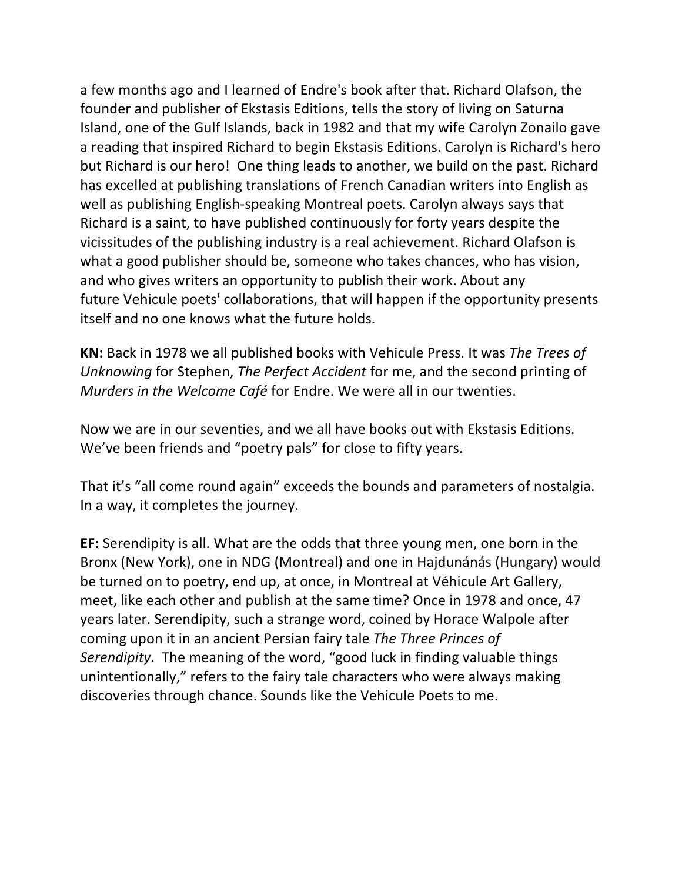a few months ago and I learned of Endre's book after that. Richard Olafson, the founder and publisher of Ekstasis Editions, tells the story of living on Saturna Island, one of the Gulf Islands, back in 1982 and that my wife Carolyn Zonailo gave a reading that inspired Richard to begin Ekstasis Editions. Carolyn is Richard's hero but Richard is our hero! One thing leads to another, we build on the past. Richard has excelled at publishing translations of French Canadian writers into English as well as publishing English-speaking Montreal poets. Carolyn always says that Richard is a saint, to have published continuously for forty years despite the vicissitudes of the publishing industry is a real achievement. Richard Olafson is what a good publisher should be, someone who takes chances, who has vision, and who gives writers an opportunity to publish their work. About any future Vehicule poets' collaborations, that will happen if the opportunity presents itself and no one knows what the future holds.

**KN:** Back in 1978 we all published books with Vehicule Press. It was *The Trees of Unknowing* for Stephen, *The Perfect Accident* for me, and the second printing of *Murders in the Welcome Café* for Endre. We were all in our twenties.

Now we are in our seventies, and we all have books out with Ekstasis Editions. We've been friends and "poetry pals" for close to fifty years.

That it's "all come round again" exceeds the bounds and parameters of nostalgia. In a way, it completes the journey.

**EF:** Serendipity is all. What are the odds that three young men, one born in the Bronx (New York), one in NDG (Montreal) and one in Hajdunánás (Hungary) would be turned on to poetry, end up, at once, in Montreal at Véhicule Art Gallery, meet, like each other and publish at the same time? Once in 1978 and once, 47 years later. Serendipity, such a strange word, coined by Horace Walpole after coming upon it in an ancient Persian fairy tale *The Three Princes of Serendipity*. The meaning of the word, "good luck in finding valuable things unintentionally," refers to the fairy tale characters who were always making discoveries through chance. Sounds like the Vehicule Poets to me.